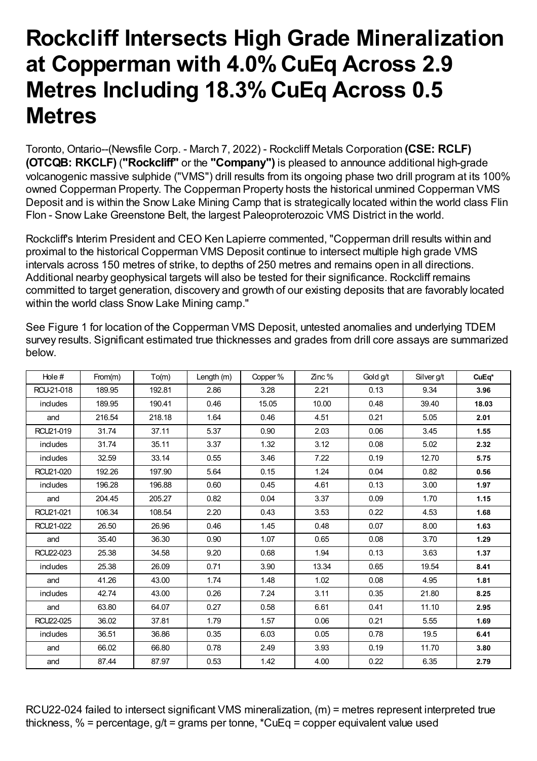# Rockcliff Intersects High Grade Mineralization at Copperman with 4.0% CuEq Across 2.9 Metres Including 18.3% CuEq Across 0.5 Metres

Toronto, Ontario--(Newsfile Corp. - March 7, 2022) - Rockcliff Metals Corporation **(CSE: RCLF) (OTCQB: RKCLF)** (**"Rockcliff"** or the **"Company")** is pleased to announce additional high-grade volcanogenic massive sulphide ("VMS") drill results from its ongoing phase two drill program at its 100% owned Copperman Property. The Copperman Property hosts the historical unmined Copperman VMS Deposit and is within the Snow Lake Mining Camp that is strategically located within the world class Flin Flon - Snow Lake Greenstone Belt, the largest Paleoproterozoic VMS District in the world.

Rockcliff's Interim President and CEO Ken Lapierre commented, "Copperman drill results within and proximal to the historical Copperman VMS Deposit continue to intersect multiple high grade VMS intervals across 150 metres of strike, to depths of 250 metres and remains open in all directions. Additional nearby geophysical targets will also be tested for their significance. Rockcliff remains committed to target generation, discovery and growth of our existing deposits that are favorably located within the world class Snow Lake Mining camp."

See Figure 1 for location of the Copperman VMS Deposit, untested anomalies and underlying TDEM survey results. Significant estimated true thicknesses and grades from drill core assays are summarized below.

| Hole # | From(m) | To(m) | Length (m) | Copper % | Zinc % | Gold g/t | Silver g/t | **CuEq*** |
|---|---|---|---|---|---|---|---|---|
| RCU-21-018 | 189.95 | 192.81 | 2.86 | 3.28 | 2.21 | 0.13 | 9.34 | **3.96** |
| includes | 189.95 | 190.41 | 0.46 | 15.05 | 10.00 | 0.48 | 39.40 | **18.03** |
| and | 216.54 | 218.18 | 1.64 | 0.46 | 4.51 | 0.21 | 5.05 | **2.01** |
| RCU21-019 | 31.74 | 37.11 | 5.37 | 0.90 | 2.03 | 0.06 | 3.45 | **1.55** |
| includes | 31.74 | 35.11 | 3.37 | 1.32 | 3.12 | 0.08 | 5.02 | **2.32** |
| includes | 32.59 | 33.14 | 0.55 | 3.46 | 7.22 | 0.19 | 12.70 | **5.75** |
| RCU21-020 | 192.26 | 197.90 | 5.64 | 0.15 | 1.24 | 0.04 | 0.82 | **0.56** |
| includes | 196.28 | 196.88 | 0.60 | 0.45 | 4.61 | 0.13 | 3.00 | **1.97** |
| and | 204.45 | 205.27 | 0.82 | 0.04 | 3.37 | 0.09 | 1.70 | **1.15** |
| RCU21-021 | 106.34 | 108.54 | 2.20 | 0.43 | 3.53 | 0.22 | 4.53 | **1.68** |
| RCU21-022 | 26.50 | 26.96 | 0.46 | 1.45 | 0.48 | 0.07 | 8.00 | **1.63** |
| and | 35.40 | 36.30 | 0.90 | 1.07 | 0.65 | 0.08 | 3.70 | **1.29** |
| RCU22-023 | 25.38 | 34.58 | 9.20 | 0.68 | 1.94 | 0.13 | 3.63 | **1.37** |
| includes | 25.38 | 26.09 | 0.71 | 3.90 | 13.34 | 0.65 | 19.54 | **8.41** |
| and | 41.26 | 43.00 | 1.74 | 1.48 | 1.02 | 0.08 | 4.95 | **1.81** |
| includes | 42.74 | 43.00 | 0.26 | 7.24 | 3.11 | 0.35 | 21.80 | **8.25** |
| and | 63.80 | 64.07 | 0.27 | 0.58 | 6.61 | 0.41 | 11.10 | **2.95** |
| RCU22-025 | 36.02 | 37.81 | 1.79 | 1.57 | 0.06 | 0.21 | 5.55 | **1.69** |
| includes | 36.51 | 36.86 | 0.35 | 6.03 | 0.05 | 0.78 | 19.5 | **6.41** |
| and | 66.02 | 66.80 | 0.78 | 2.49 | 3.93 | 0.19 | 11.70 | **3.80** |
| and | 87.44 | 87.97 | 0.53 | 1.42 | 4.00 | 0.22 | 6.35 | **2.79** |

RCU22-024 failed to intersect significant VMS mineralization, (m) = metres represent interpreted true thickness, % = percentage, g/t = grams per tonne, *CuEq = copper equivalent value used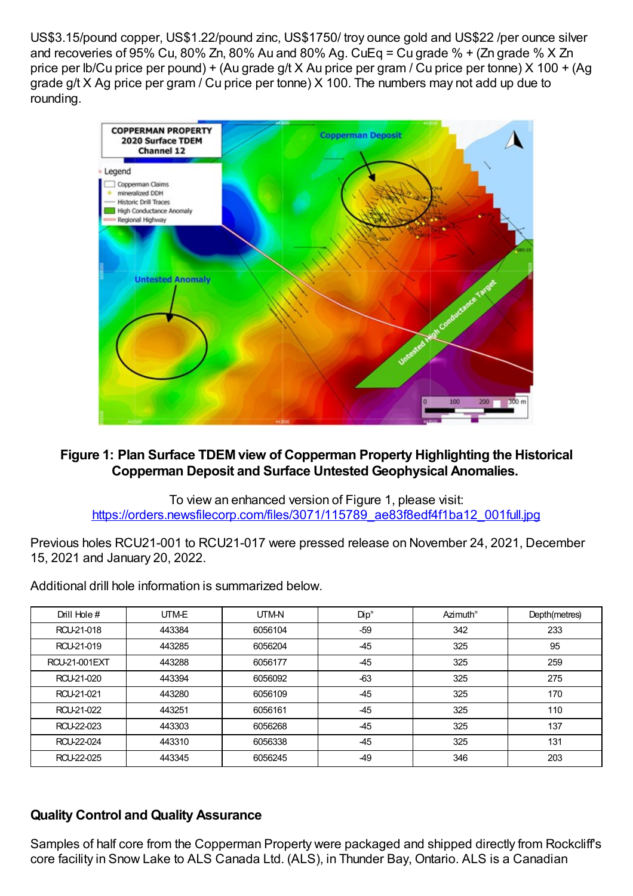US$3.15/pound copper, US$1.22/pound zinc, US$1750/ troy ounce gold and US$22 /per ounce silver and recoveries of 95% Cu, 80% Zn, 80% Au and 80% Ag. CuEq = Cu grade % + (Zn grade % X Zn price per lb/Cu price per pound) + (Au grade g/t X Au price per gram / Cu price per tonne) X 100 + (Ag grade g/t X Ag price per gram / Cu price per tonne) X 100. The numbers may not add up due to rounding.

**Figure 1: Plan Surface TDEM view of Copperman Property Highlighting the Historical Copperman Deposit and Surface Untested Geophysical Anomalies.**

To view an enhanced version of Figure 1, please visit:
https://orders.newsfilecorp.com/files/3071/115789_ae83f8edf4f1ba12_001full.jpg

Previous holes RCU21-001 to RCU21-017 were pressed release on November 24, 2021, December 15, 2021 and January 20, 2022.

Additional drill hole information is summarized below.

| Drill Hole # | UTM-E | UTM-N | Dip° | Azimuth° | Depth(metres) |
|---|---|---|---|---|---|
| RCU-21-018 | 443384 | 6056104 | -59 | 342 | 233 |
| RCU-21-019 | 443285 | 6056204 | -45 | 325 | 95 |
| RCU-21-001EXT | 443288 | 6056177 | -45 | 325 | 259 |
| RCU-21-020 | 443394 | 6056092 | -63 | 325 | 275 |
| RCU-21-021 | 443280 | 6056109 | -45 | 325 | 170 |
| RCU-21-022 | 443251 | 6056161 | -45 | 325 | 110 |
| RCU-22-023 | 443303 | 6056268 | -45 | 325 | 137 |
| RCU-22-024 | 443310 | 6056338 | -45 | 325 | 131 |
| RCU-22-025 | 443345 | 6056245 | -49 | 346 | 203 |

## Quality Control and Quality Assurance

Samples of half core from the Copperman Property were packaged and shipped directly from Rockcliff's core facility in Snow Lake to ALS Canada Ltd. (ALS), in Thunder Bay, Ontario. ALS is a Canadian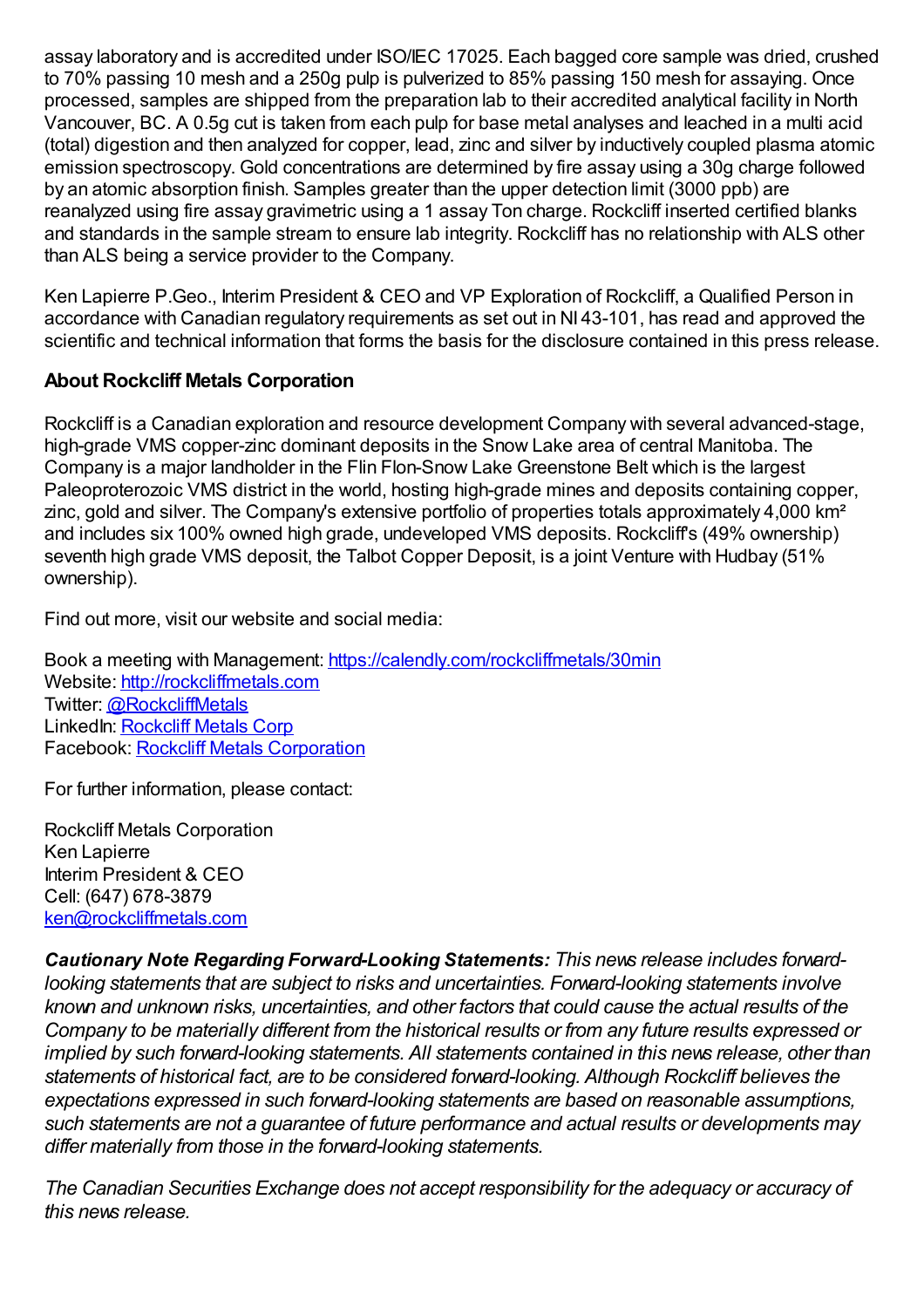assay laboratory and is accredited under ISO/IEC 17025. Each bagged core sample was dried, crushed to 70% passing 10 mesh and a 250g pulp is pulverized to 85% passing 150 mesh for assaying. Once processed, samples are shipped from the preparation lab to their accredited analytical facility in North Vancouver, BC. A 0.5g cut is taken from each pulp for base metal analyses and leached in a multi acid (total) digestion and then analyzed for copper, lead, zinc and silver by inductively coupled plasma atomic emission spectroscopy. Gold concentrations are determined by fire assay using a 30g charge followed by an atomic absorption finish. Samples greater than the upper detection limit (3000 ppb) are reanalyzed using fire assay gravimetric using a 1 assay Ton charge. Rockcliff inserted certified blanks and standards in the sample stream to ensure lab integrity. Rockcliff has no relationship with ALS other than ALS being a service provider to the Company.

Ken Lapierre P.Geo., Interim President & CEO and VP Exploration of Rockcliff, a Qualified Person in accordance with Canadian regulatory requirements as set out in NI 43-101, has read and approved the scientific and technical information that forms the basis for the disclosure contained in this press release.

### About Rockcliff Metals Corporation

Rockcliff is a Canadian exploration and resource development Company with several advanced-stage, high-grade VMS copper-zinc dominant deposits in the Snow Lake area of central Manitoba. The Company is a major landholder in the Flin Flon-Snow Lake Greenstone Belt which is the largest Paleoproterozoic VMS district in the world, hosting high-grade mines and deposits containing copper, zinc, gold and silver. The Company's extensive portfolio of properties totals approximately 4,000 km² and includes six 100% owned high grade, undeveloped VMS deposits. Rockcliff's (49% ownership) seventh high grade VMS deposit, the Talbot Copper Deposit, is a joint Venture with Hudbay (51% ownership).

Find out more, visit our website and social media:

Book a meeting with Management: [https://calendly.com/rockcliffmetals/30min](https://calendly.com/rockcliffmetals/30min)
Website: [http://rockcliffmetals.com](http://rockcliffmetals.com)
Twitter: [@RockcliffMetals](https://twitter.com/RockcliffMetals)
LinkedIn: [Rockcliff Metals Corp](#)
Facebook: [Rockcliff Metals Corporation](#)

For further information, please contact:

Rockcliff Metals Corporation
Ken Lapierre
Interim President & CEO
Cell: (647) 678-3879
[ken@rockcliffmetals.com](mailto:ken@rockcliffmetals.com)

***Cautionary Note Regarding Forward-Looking Statements:*** *This news release includes forward-looking statements that are subject to risks and uncertainties. Forward-looking statements involve known and unknown risks, uncertainties, and other factors that could cause the actual results of the Company to be materially different from the historical results or from any future results expressed or implied by such forward-looking statements. All statements contained in this news release, other than statements of historical fact, are to be considered forward-looking. Although Rockcliff believes the expectations expressed in such forward-looking statements are based on reasonable assumptions, such statements are not a guarantee of future performance and actual results or developments may differ materially from those in the forward-looking statements.*

*The Canadian Securities Exchange does not accept responsibility for the adequacy or accuracy of this news release.*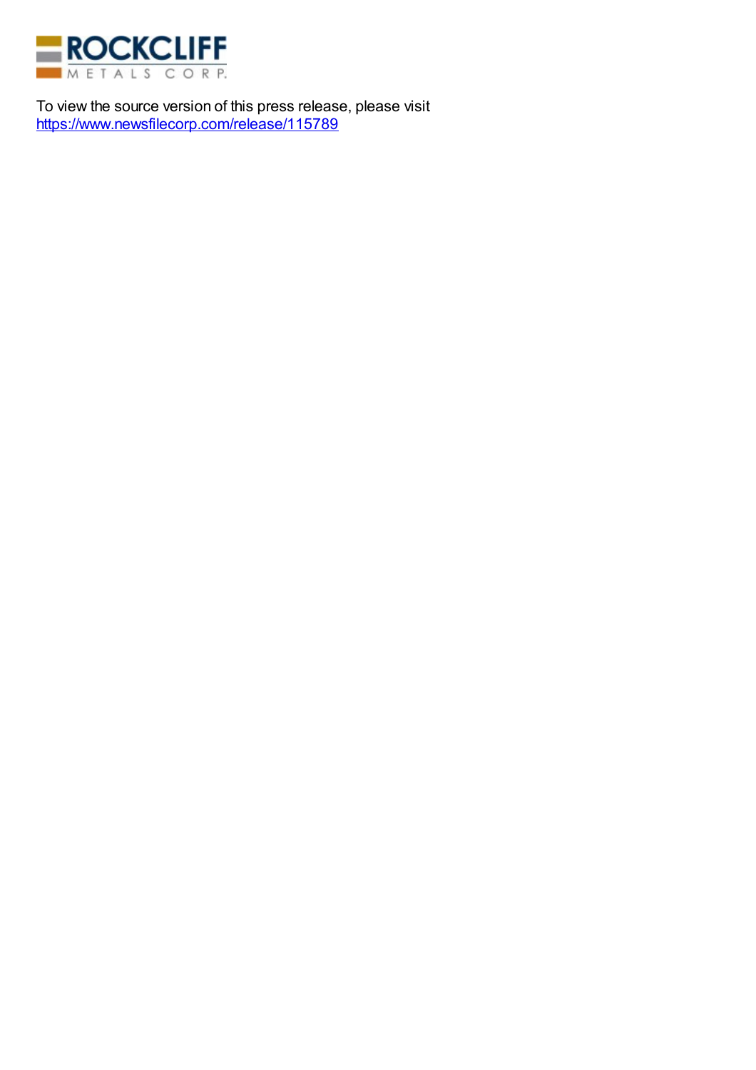To view the source version of this press release, please visit [https://www.newsfilecorp.com/release/115789](https://www.newsfilecorp.com/release/115789)